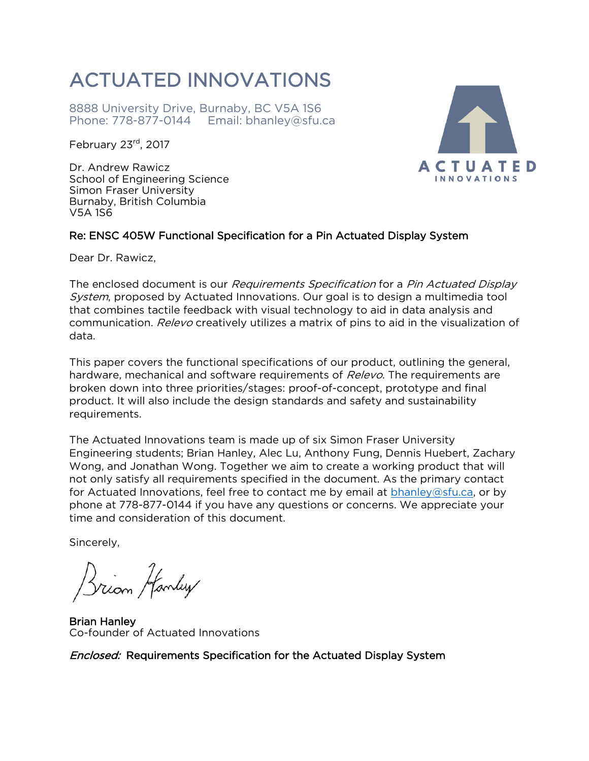# ACTUATED INNOVATIONS

8888 University Drive, Burnaby, BC V5A 1S6
Phone: 778-877-0144    Email: bhanley@sfu.ca

February 23rd, 2017

Dr. Andrew Rawicz
School of Engineering Science
Simon Fraser University
Burnaby, British Columbia
V5A 1S6

**Re: ENSC 405W Functional Specification for a Pin Actuated Display System**

Dear Dr. Rawicz,

The enclosed document is our *Requirements Specification* for a *Pin Actuated Display System*, proposed by Actuated Innovations. Our goal is to design a multimedia tool that combines tactile feedback with visual technology to aid in data analysis and communication. *Relevo* creatively utilizes a matrix of pins to aid in the visualization of data.

This paper covers the functional specifications of our product, outlining the general, hardware, mechanical and software requirements of *Relevo*. The requirements are broken down into three priorities/stages: proof-of-concept, prototype and final product. It will also include the design standards and safety and sustainability requirements.

The Actuated Innovations team is made up of six Simon Fraser University Engineering students; Brian Hanley, Alec Lu, Anthony Fung, Dennis Huebert, Zachary Wong, and Jonathan Wong. Together we aim to create a working product that will not only satisfy all requirements specified in the document. As the primary contact for Actuated Innovations, feel free to contact me by email at bhanley@sfu.ca, or by phone at 778-877-0144 if you have any questions or concerns. We appreciate your time and consideration of this document.

Sincerely,

Brian Hanley

**Brian Hanley**
Co-founder of Actuated Innovations

*Enclosed:* Requirements Specification for the Actuated Display System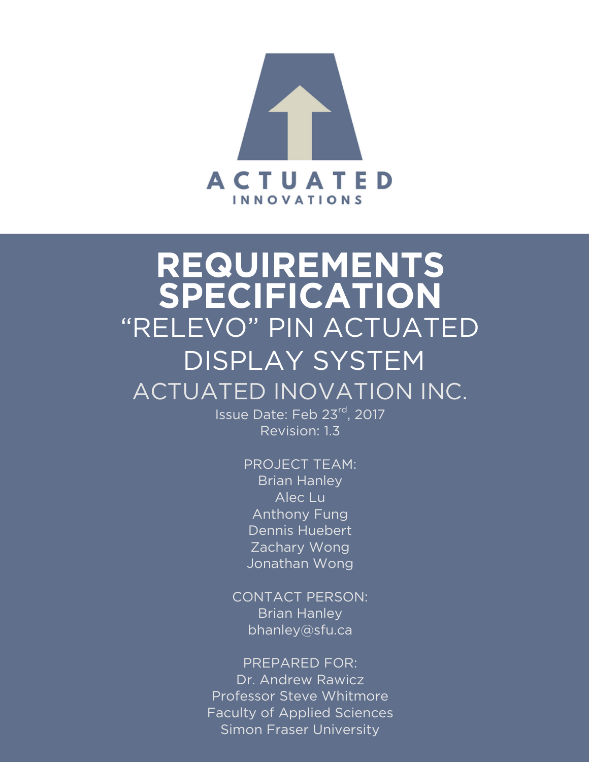ACTUATED

INNOVATIONS

# REQUIREMENTS SPECIFICATION

## "RELEVO" PIN ACTUATED DISPLAY SYSTEM

## ACTUATED INOVATION INC.

Issue Date: Feb 23rd, 2017

Revision: 1.3

PROJECT TEAM:

Brian Hanley

Alec Lu

Anthony Fung

Dennis Huebert

Zachary Wong

Jonathan Wong

CONTACT PERSON:

Brian Hanley

bhanley@sfu.ca

PREPARED FOR:

Dr. Andrew Rawicz

Professor Steve Whitmore

Faculty of Applied Sciences

Simon Fraser University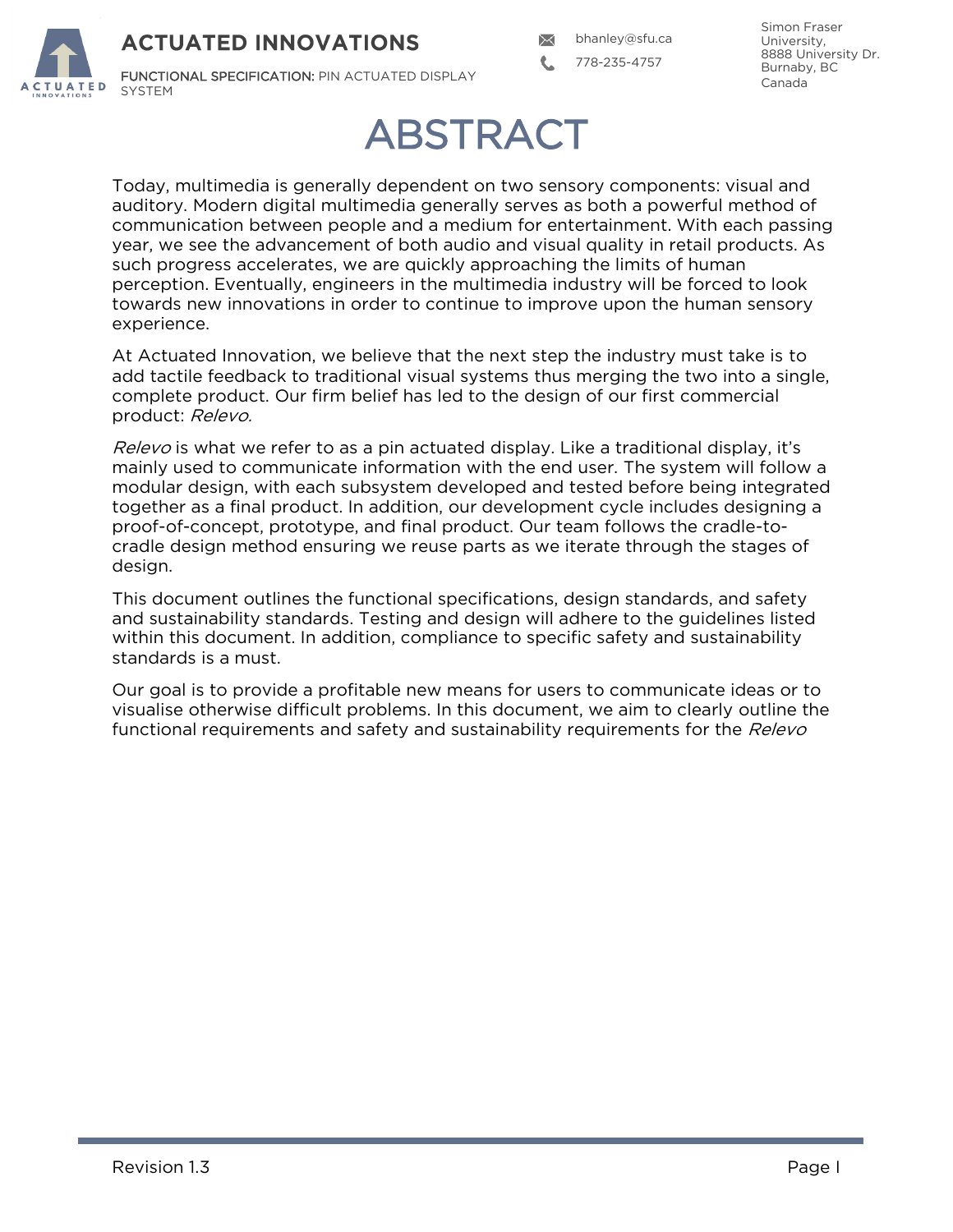# ABSTRACT

Today, multimedia is generally dependent on two sensory components: visual and auditory. Modern digital multimedia generally serves as both a powerful method of communication between people and a medium for entertainment. With each passing year, we see the advancement of both audio and visual quality in retail products. As such progress accelerates, we are quickly approaching the limits of human perception. Eventually, engineers in the multimedia industry will be forced to look towards new innovations in order to continue to improve upon the human sensory experience.

At Actuated Innovation, we believe that the next step the industry must take is to add tactile feedback to traditional visual systems thus merging the two into a single, complete product. Our firm belief has led to the design of our first commercial product: *Relevo.*

*Relevo* is what we refer to as a pin actuated display. Like a traditional display, it's mainly used to communicate information with the end user. The system will follow a modular design, with each subsystem developed and tested before being integrated together as a final product. In addition, our development cycle includes designing a proof-of-concept, prototype, and final product. Our team follows the cradle-to-cradle design method ensuring we reuse parts as we iterate through the stages of design.

This document outlines the functional specifications, design standards, and safety and sustainability standards. Testing and design will adhere to the guidelines listed within this document. In addition, compliance to specific safety and sustainability standards is a must.

Our goal is to provide a profitable new means for users to communicate ideas or to visualise otherwise difficult problems. In this document, we aim to clearly outline the functional requirements and safety and sustainability requirements for the *Relevo*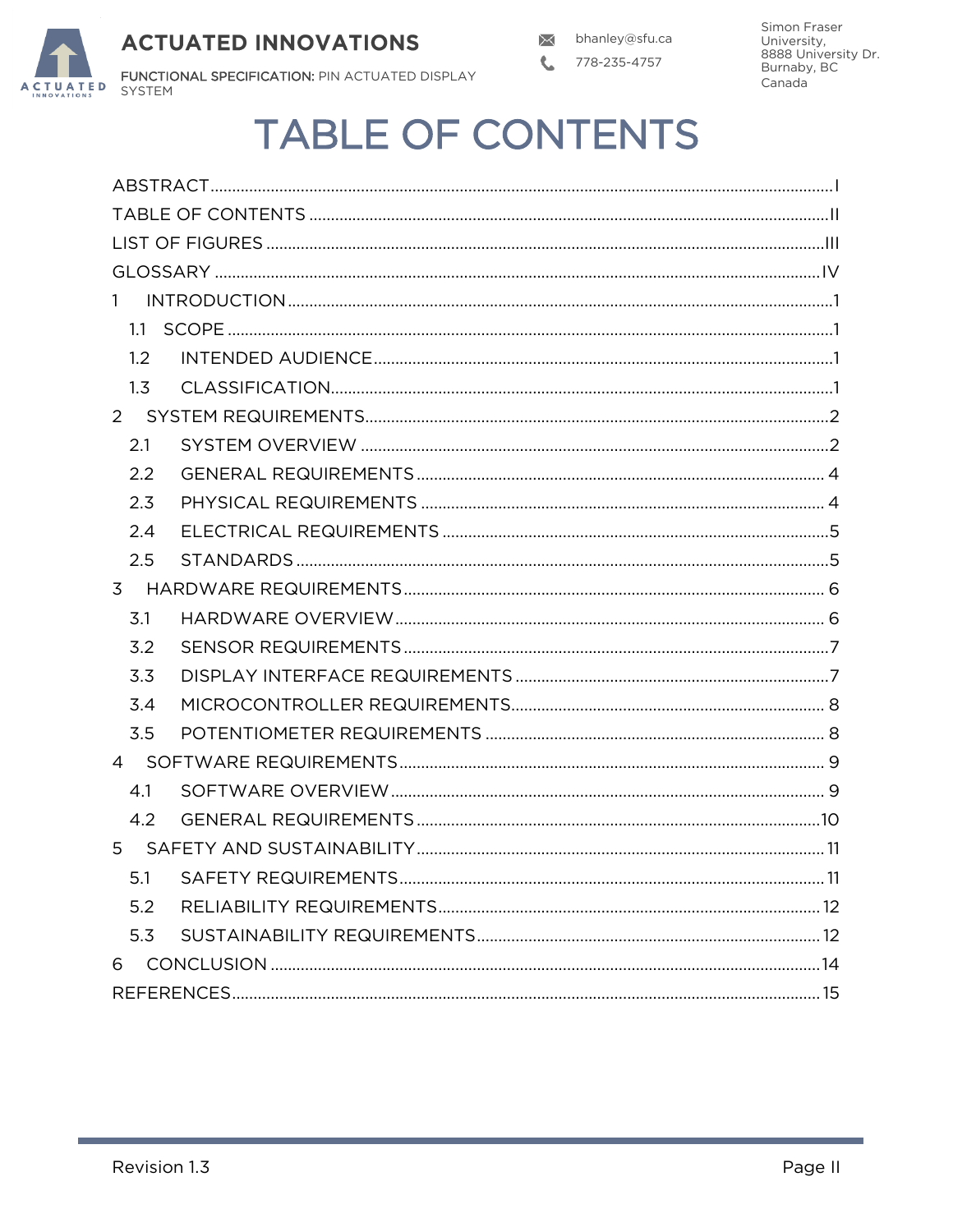# TABLE OF CONTENTS

ABSTRACT .......... I

TABLE OF CONTENTS .......... II

LIST OF FIGURES .......... III

GLOSSARY .......... IV

1 INTRODUCTION .......... 1

- 1.1 SCOPE .......... 1
- 1.2 INTENDED AUDIENCE .......... 1
- 1.3 CLASSIFICATION .......... 1

2 SYSTEM REQUIREMENTS .......... 2

- 2.1 SYSTEM OVERVIEW .......... 2
- 2.2 GENERAL REQUIREMENTS .......... 4
- 2.3 PHYSICAL REQUIREMENTS .......... 4
- 2.4 ELECTRICAL REQUIREMENTS .......... 5
- 2.5 STANDARDS .......... 5

3 HARDWARE REQUIREMENTS .......... 6

- 3.1 HARDWARE OVERVIEW .......... 6
- 3.2 SENSOR REQUIREMENTS .......... 7
- 3.3 DISPLAY INTERFACE REQUIREMENTS .......... 7
- 3.4 MICROCONTROLLER REQUIREMENTS .......... 8
- 3.5 POTENTIOMETER REQUIREMENTS .......... 8

4 SOFTWARE REQUIREMENTS .......... 9

- 4.1 SOFTWARE OVERVIEW .......... 9
- 4.2 GENERAL REQUIREMENTS .......... 10

5 SAFETY AND SUSTAINABILITY .......... 11

- 5.1 SAFETY REQUIREMENTS .......... 11
- 5.2 RELIABILITY REQUIREMENTS .......... 12
- 5.3 SUSTAINABILITY REQUIREMENTS .......... 12

6 CONCLUSION .......... 14

REFERENCES .......... 15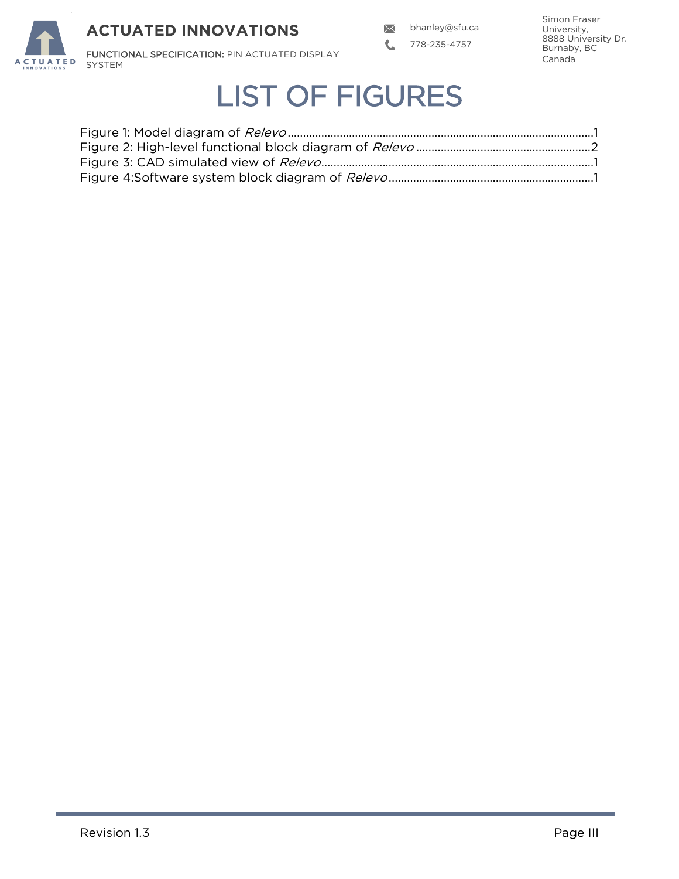# LIST OF FIGURES

Figure 1: Model diagram of *Relevo* .......................................................................................................1
Figure 2: High-level functional block diagram of *Relevo* .........................................................2
Figure 3: CAD simulated view of *Relevo*.........................................................................................1
Figure 4:Software system block diagram of *Relevo* ..................................................................1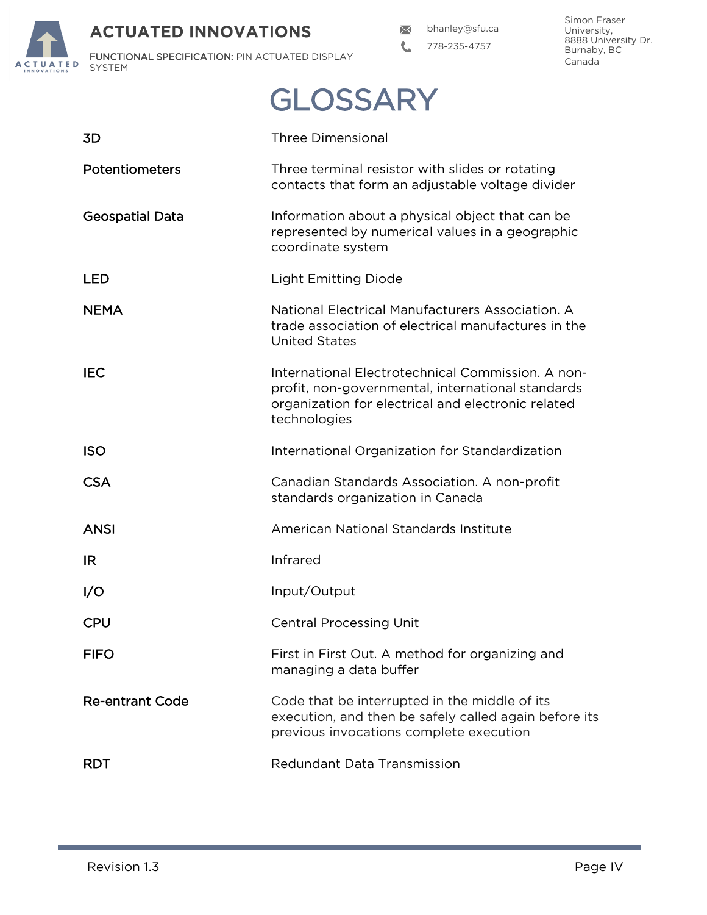# GLOSSARY

| | |
|---|---|
| **3D** | Three Dimensional |
| **Potentiometers** | Three terminal resistor with slides or rotating contacts that form an adjustable voltage divider |
| **Geospatial Data** | Information about a physical object that can be represented by numerical values in a geographic coordinate system |
| **LED** | Light Emitting Diode |
| **NEMA** | National Electrical Manufacturers Association. A trade association of electrical manufactures in the United States |
| **IEC** | International Electrotechnical Commission. A non-profit, non-governmental, international standards organization for electrical and electronic related technologies |
| **ISO** | International Organization for Standardization |
| **CSA** | Canadian Standards Association. A non-profit standards organization in Canada |
| **ANSI** | American National Standards Institute |
| **IR** | Infrared |
| **I/O** | Input/Output |
| **CPU** | Central Processing Unit |
| **FIFO** | First in First Out. A method for organizing and managing a data buffer |
| **Re-entrant Code** | Code that be interrupted in the middle of its execution, and then be safely called again before its previous invocations complete execution |
| **RDT** | Redundant Data Transmission |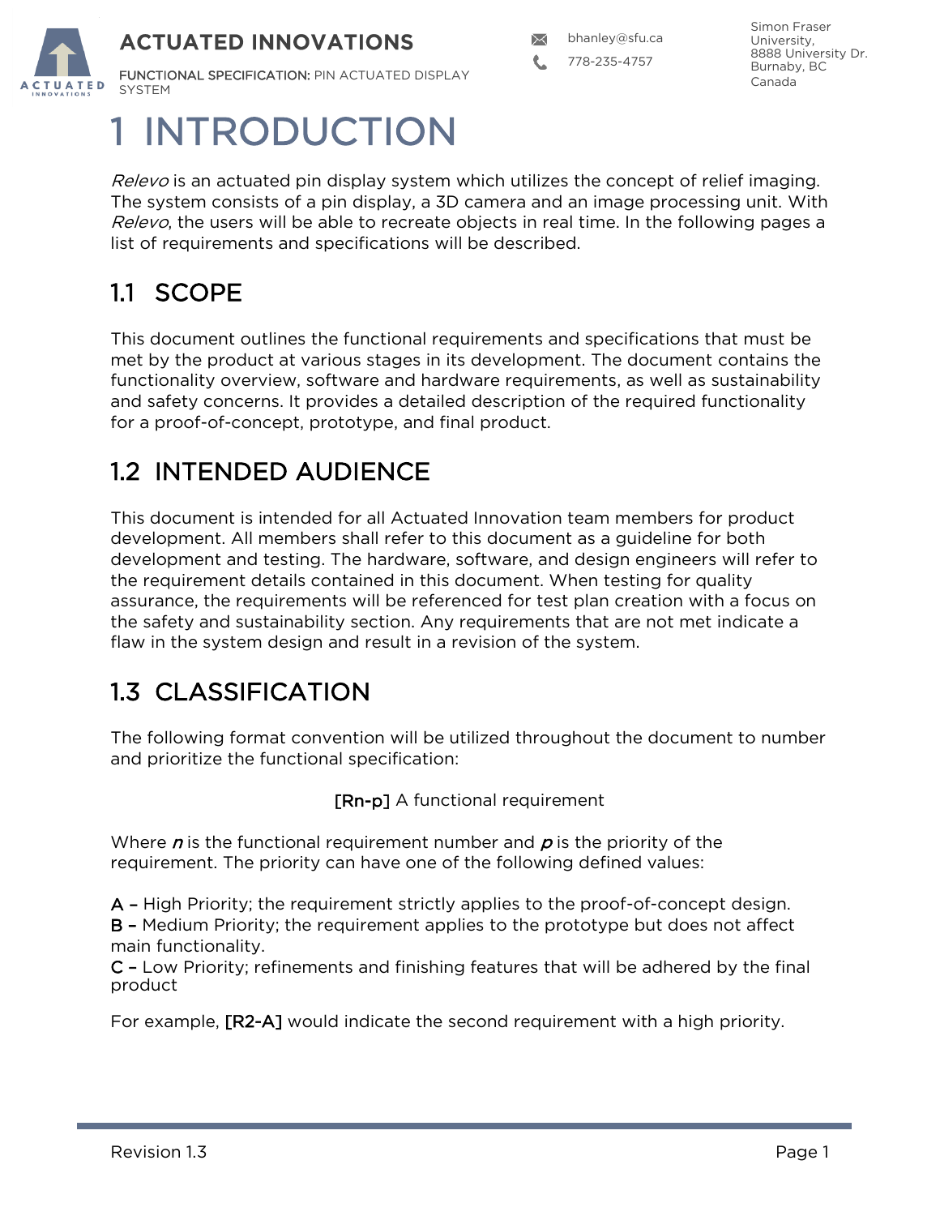# 1 INTRODUCTION

*Relevo* is an actuated pin display system which utilizes the concept of relief imaging. The system consists of a pin display, a 3D camera and an image processing unit. With *Relevo*, the users will be able to recreate objects in real time. In the following pages a list of requirements and specifications will be described.

## 1.1 SCOPE

This document outlines the functional requirements and specifications that must be met by the product at various stages in its development. The document contains the functionality overview, software and hardware requirements, as well as sustainability and safety concerns. It provides a detailed description of the required functionality for a proof-of-concept, prototype, and final product.

## 1.2 INTENDED AUDIENCE

This document is intended for all Actuated Innovation team members for product development. All members shall refer to this document as a guideline for both development and testing. The hardware, software, and design engineers will refer to the requirement details contained in this document. When testing for quality assurance, the requirements will be referenced for test plan creation with a focus on the safety and sustainability section. Any requirements that are not met indicate a flaw in the system design and result in a revision of the system.

## 1.3 CLASSIFICATION

The following format convention will be utilized throughout the document to number and prioritize the functional specification:

[Rn-p] A functional requirement

Where *n* is the functional requirement number and *p* is the priority of the requirement. The priority can have one of the following defined values:

A – High Priority; the requirement strictly applies to the proof-of-concept design.
B – Medium Priority; the requirement applies to the prototype but does not affect main functionality.
C – Low Priority; refinements and finishing features that will be adhered by the final product

For example, [R2-A] would indicate the second requirement with a high priority.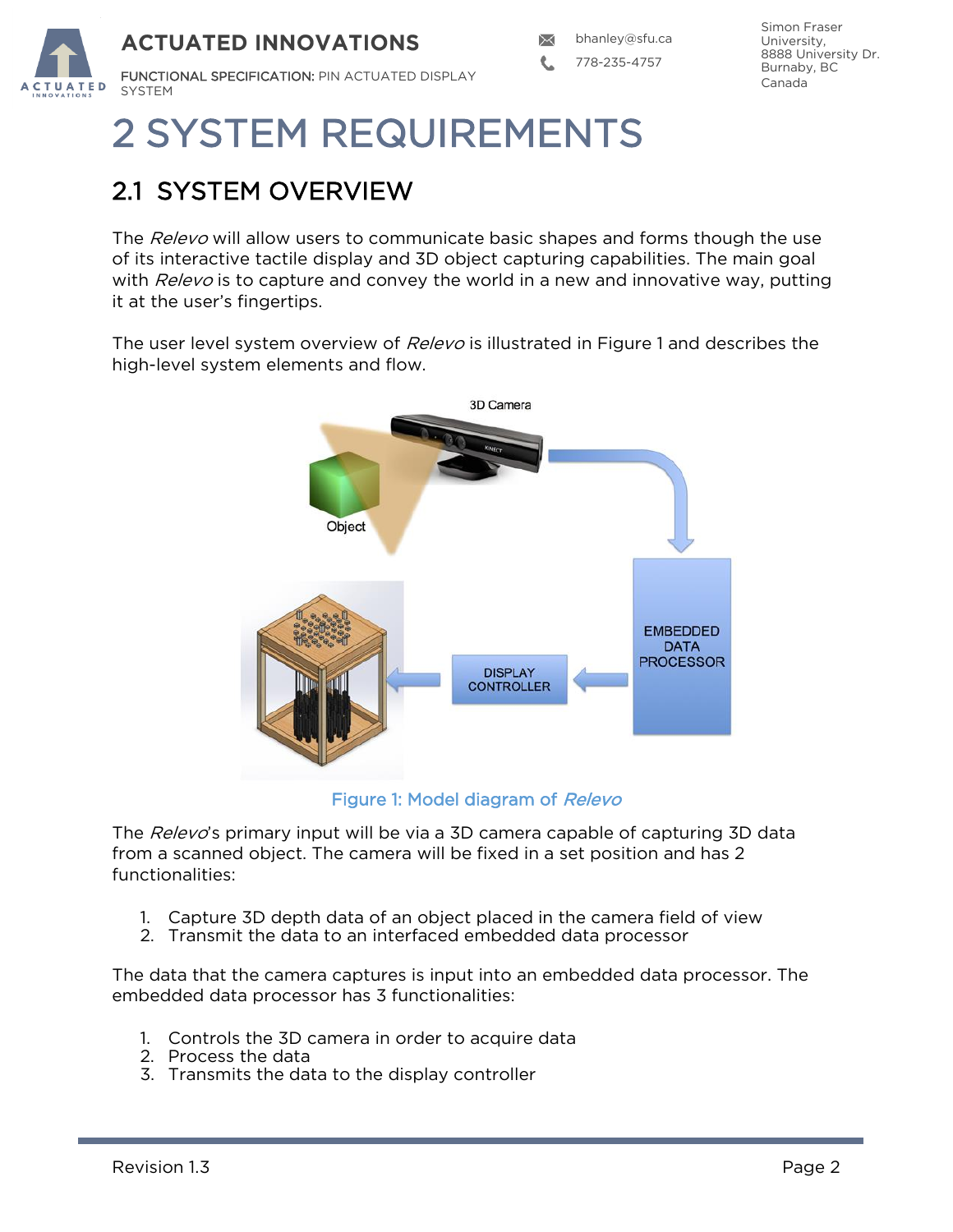# 2 SYSTEM REQUIREMENTS

## 2.1 SYSTEM OVERVIEW

The *Relevo* will allow users to communicate basic shapes and forms though the use of its interactive tactile display and 3D object capturing capabilities. The main goal with *Relevo* is to capture and convey the world in a new and innovative way, putting it at the user's fingertips.

The user level system overview of *Relevo* is illustrated in Figure 1 and describes the high-level system elements and flow.

Figure 1: Model diagram of *Relevo*

The *Relevo*'s primary input will be via a 3D camera capable of capturing 3D data from a scanned object. The camera will be fixed in a set position and has 2 functionalities:

1. Capture 3D depth data of an object placed in the camera field of view
2. Transmit the data to an interfaced embedded data processor

The data that the camera captures is input into an embedded data processor. The embedded data processor has 3 functionalities:

1. Controls the 3D camera in order to acquire data
2. Process the data
3. Transmits the data to the display controller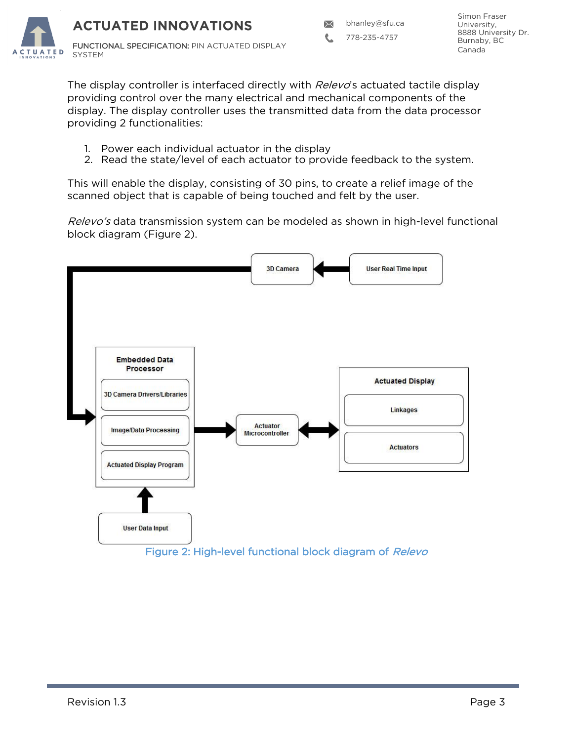The display controller is interfaced directly with *Relevo*'s actuated tactile display providing control over the many electrical and mechanical components of the display. The display controller uses the transmitted data from the data processor providing 2 functionalities:

1. Power each individual actuator in the display
2. Read the state/level of each actuator to provide feedback to the system.

This will enable the display, consisting of 30 pins, to create a relief image of the scanned object that is capable of being touched and felt by the user.

*Relevo's* data transmission system can be modeled as shown in high-level functional block diagram (Figure 2).

Figure 2: High-level functional block diagram of *Relevo*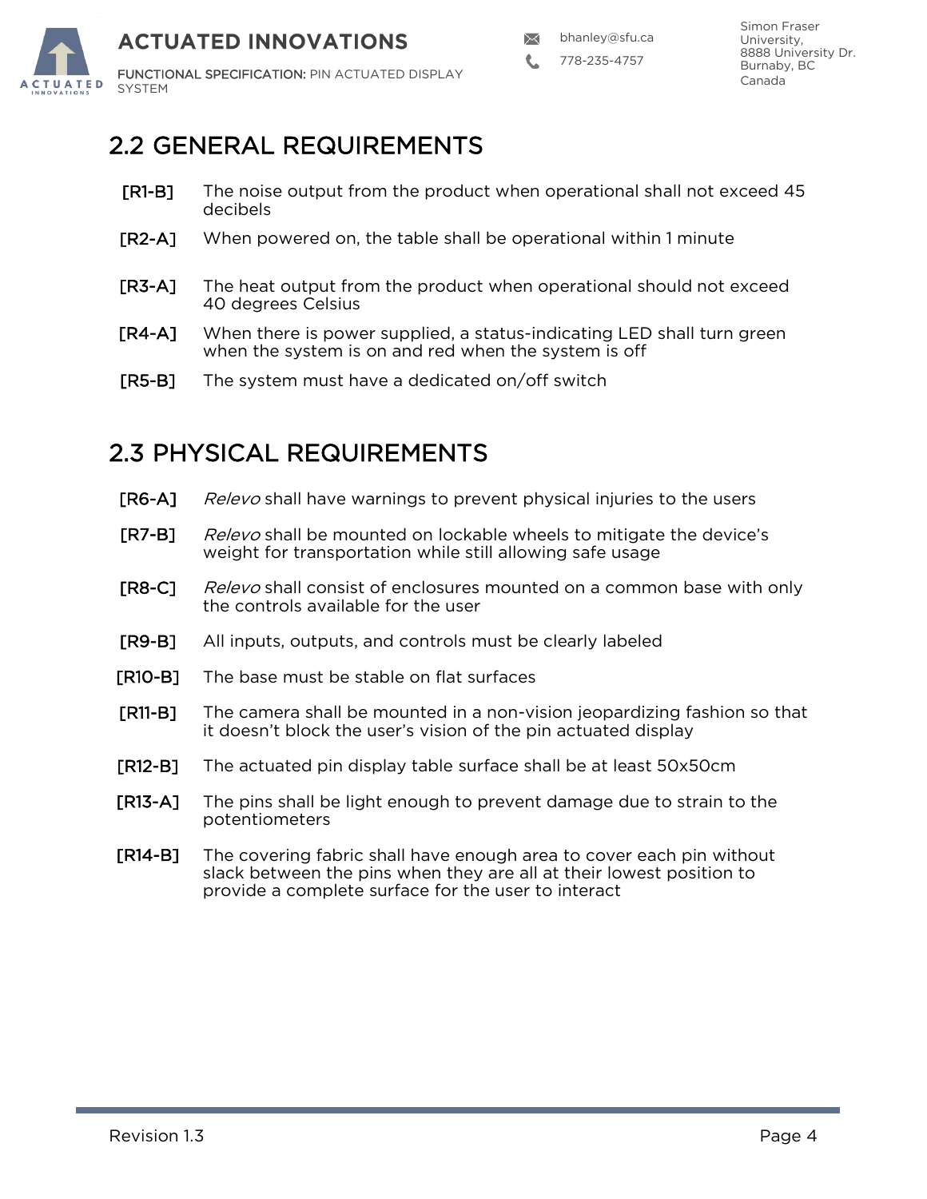## 2.2 GENERAL REQUIREMENTS

[R1-B] The noise output from the product when operational shall not exceed 45 decibels

[R2-A] When powered on, the table shall be operational within 1 minute

[R3-A] The heat output from the product when operational should not exceed 40 degrees Celsius

[R4-A] When there is power supplied, a status-indicating LED shall turn green when the system is on and red when the system is off

[R5-B] The system must have a dedicated on/off switch

## 2.3 PHYSICAL REQUIREMENTS

[R6-A] *Relevo* shall have warnings to prevent physical injuries to the users

[R7-B] *Relevo* shall be mounted on lockable wheels to mitigate the device's weight for transportation while still allowing safe usage

[R8-C] *Relevo* shall consist of enclosures mounted on a common base with only the controls available for the user

[R9-B] All inputs, outputs, and controls must be clearly labeled

[R10-B] The base must be stable on flat surfaces

[R11-B] The camera shall be mounted in a non-vision jeopardizing fashion so that it doesn't block the user's vision of the pin actuated display

[R12-B] The actuated pin display table surface shall be at least 50x50cm

[R13-A] The pins shall be light enough to prevent damage due to strain to the potentiometers

[R14-B] The covering fabric shall have enough area to cover each pin without slack between the pins when they are all at their lowest position to provide a complete surface for the user to interact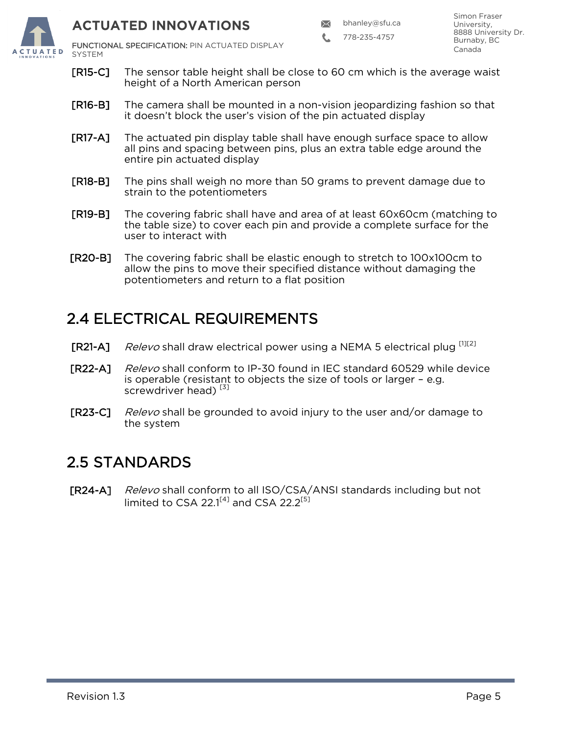**[R15-C]** The sensor table height shall be close to 60 cm which is the average waist height of a North American person

**[R16-B]** The camera shall be mounted in a non-vision jeopardizing fashion so that it doesn't block the user's vision of the pin actuated display

**[R17-A]** The actuated pin display table shall have enough surface space to allow all pins and spacing between pins, plus an extra table edge around the entire pin actuated display

**[R18-B]** The pins shall weigh no more than 50 grams to prevent damage due to strain to the potentiometers

**[R19-B]** The covering fabric shall have and area of at least 60x60cm (matching to the table size) to cover each pin and provide a complete surface for the user to interact with

**[R20-B]** The covering fabric shall be elastic enough to stretch to 100x100cm to allow the pins to move their specified distance without damaging the potentiometers and return to a flat position

## 2.4 ELECTRICAL REQUIREMENTS

**[R21-A]** *Relevo* shall draw electrical power using a NEMA 5 electrical plug [1][2]

**[R22-A]** *Relevo* shall conform to IP-30 found in IEC standard 60529 while device is operable (resistant to objects the size of tools or larger – e.g. screwdriver head) [3]

**[R23-C]** *Relevo* shall be grounded to avoid injury to the user and/or damage to the system

## 2.5 STANDARDS

**[R24-A]** *Relevo* shall conform to all ISO/CSA/ANSI standards including but not limited to CSA 22.1[4] and CSA 22.2[5]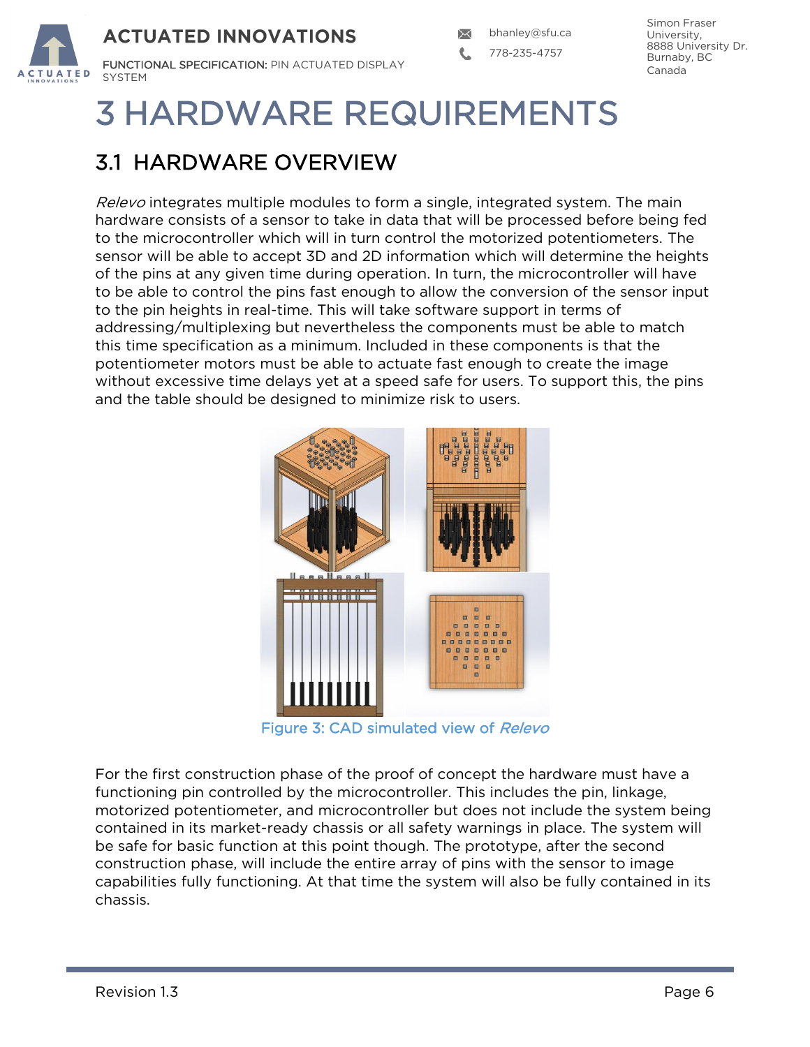# 3 HARDWARE REQUIREMENTS

## 3.1 HARDWARE OVERVIEW

*Relevo* integrates multiple modules to form a single, integrated system. The main hardware consists of a sensor to take in data that will be processed before being fed to the microcontroller which will in turn control the motorized potentiometers. The sensor will be able to accept 3D and 2D information which will determine the heights of the pins at any given time during operation. In turn, the microcontroller will have to be able to control the pins fast enough to allow the conversion of the sensor input to the pin heights in real-time. This will take software support in terms of addressing/multiplexing but nevertheless the components must be able to match this time specification as a minimum. Included in these components is that the potentiometer motors must be able to actuate fast enough to create the image without excessive time delays yet at a speed safe for users. To support this, the pins and the table should be designed to minimize risk to users.

Figure 3: CAD simulated view of *Relevo*

For the first construction phase of the proof of concept the hardware must have a functioning pin controlled by the microcontroller. This includes the pin, linkage, motorized potentiometer, and microcontroller but does not include the system being contained in its market-ready chassis or all safety warnings in place. The system will be safe for basic function at this point though. The prototype, after the second construction phase, will include the entire array of pins with the sensor to image capabilities fully functioning. At that time the system will also be fully contained in its chassis.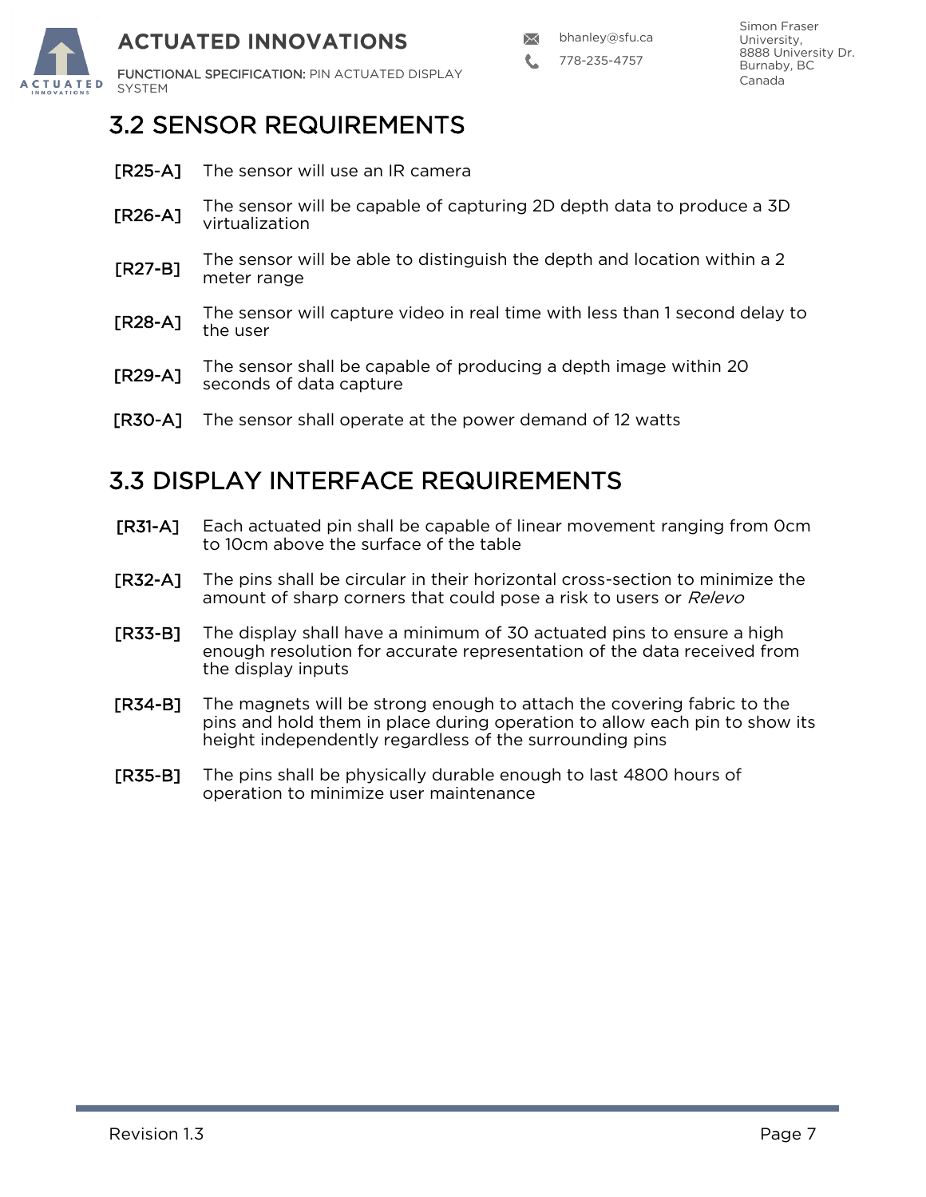## 3.2 SENSOR REQUIREMENTS

**[R25-A]** The sensor will use an IR camera

**[R26-A]** The sensor will be capable of capturing 2D depth data to produce a 3D virtualization

**[R27-B]** The sensor will be able to distinguish the depth and location within a 2 meter range

**[R28-A]** The sensor will capture video in real time with less than 1 second delay to the user

**[R29-A]** The sensor shall be capable of producing a depth image within 20 seconds of data capture

**[R30-A]** The sensor shall operate at the power demand of 12 watts

## 3.3 DISPLAY INTERFACE REQUIREMENTS

**[R31-A]** Each actuated pin shall be capable of linear movement ranging from 0cm to 10cm above the surface of the table

**[R32-A]** The pins shall be circular in their horizontal cross-section to minimize the amount of sharp corners that could pose a risk to users or *Relevo*

**[R33-B]** The display shall have a minimum of 30 actuated pins to ensure a high enough resolution for accurate representation of the data received from the display inputs

**[R34-B]** The magnets will be strong enough to attach the covering fabric to the pins and hold them in place during operation to allow each pin to show its height independently regardless of the surrounding pins

**[R35-B]** The pins shall be physically durable enough to last 4800 hours of operation to minimize user maintenance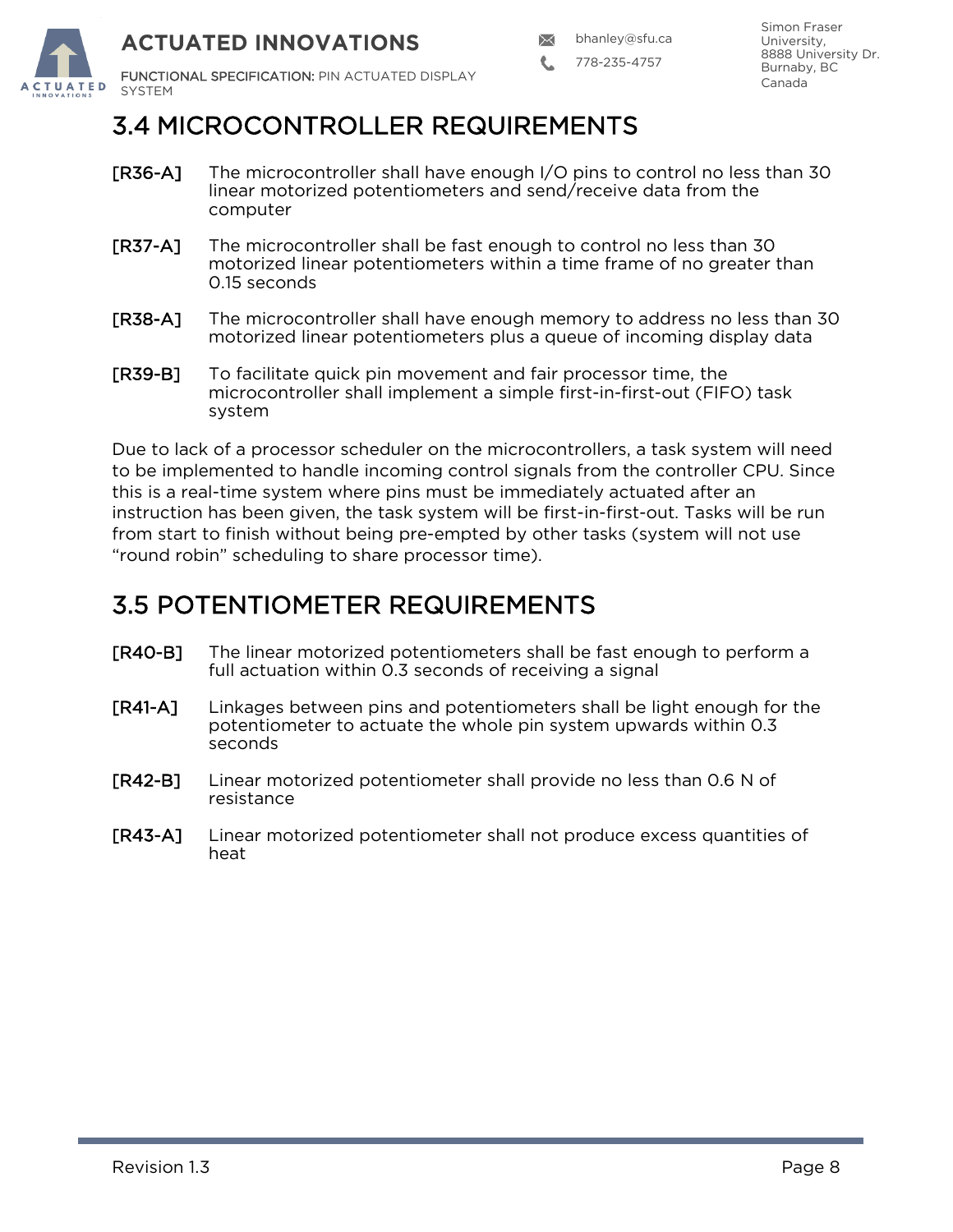## 3.4 MICROCONTROLLER REQUIREMENTS

**[R36-A]** The microcontroller shall have enough I/O pins to control no less than 30 linear motorized potentiometers and send/receive data from the computer

**[R37-A]** The microcontroller shall be fast enough to control no less than 30 motorized linear potentiometers within a time frame of no greater than 0.15 seconds

**[R38-A]** The microcontroller shall have enough memory to address no less than 30 motorized linear potentiometers plus a queue of incoming display data

**[R39-B]** To facilitate quick pin movement and fair processor time, the microcontroller shall implement a simple first-in-first-out (FIFO) task system

Due to lack of a processor scheduler on the microcontrollers, a task system will need to be implemented to handle incoming control signals from the controller CPU. Since this is a real-time system where pins must be immediately actuated after an instruction has been given, the task system will be first-in-first-out. Tasks will be run from start to finish without being pre-empted by other tasks (system will not use "round robin" scheduling to share processor time).

## 3.5 POTENTIOMETER REQUIREMENTS

**[R40-B]** The linear motorized potentiometers shall be fast enough to perform a full actuation within 0.3 seconds of receiving a signal

**[R41-A]** Linkages between pins and potentiometers shall be light enough for the potentiometer to actuate the whole pin system upwards within 0.3 seconds

**[R42-B]** Linear motorized potentiometer shall provide no less than 0.6 N of resistance

**[R43-A]** Linear motorized potentiometer shall not produce excess quantities of heat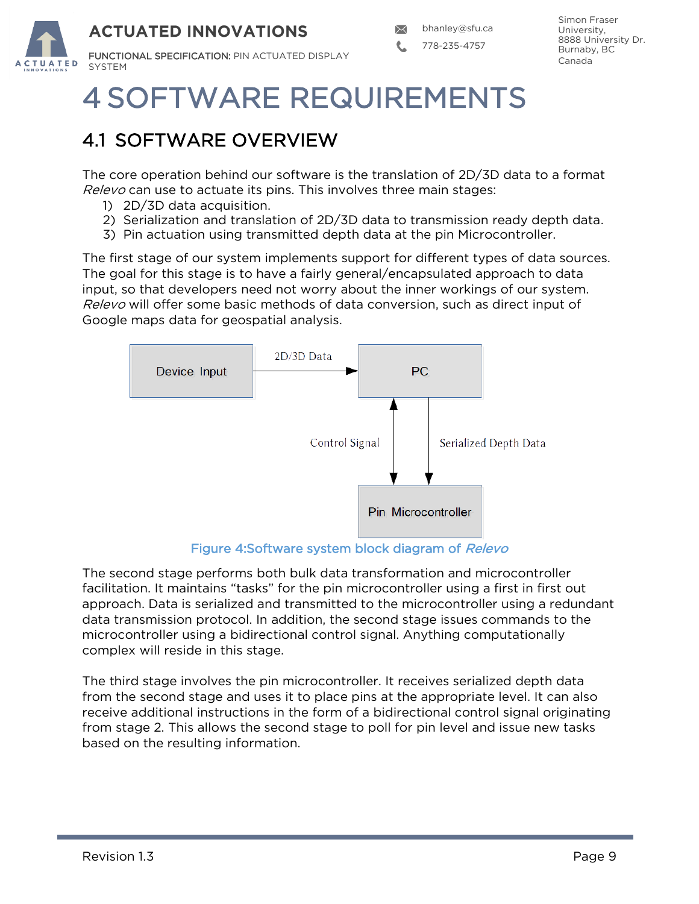# 4 SOFTWARE REQUIREMENTS

## 4.1 SOFTWARE OVERVIEW

The core operation behind our software is the translation of 2D/3D data to a format *Relevo* can use to actuate its pins. This involves three main stages:

1) 2D/3D data acquisition.
2) Serialization and translation of 2D/3D data to transmission ready depth data.
3) Pin actuation using transmitted depth data at the pin Microcontroller.

The first stage of our system implements support for different types of data sources. The goal for this stage is to have a fairly general/encapsulated approach to data input, so that developers need not worry about the inner workings of our system. *Relevo* will offer some basic methods of data conversion, such as direct input of Google maps data for geospatial analysis.

Figure 4:Software system block diagram of *Relevo*

The second stage performs both bulk data transformation and microcontroller facilitation. It maintains “tasks” for the pin microcontroller using a first in first out approach. Data is serialized and transmitted to the microcontroller using a redundant data transmission protocol. In addition, the second stage issues commands to the microcontroller using a bidirectional control signal. Anything computationally complex will reside in this stage.

The third stage involves the pin microcontroller. It receives serialized depth data from the second stage and uses it to place pins at the appropriate level. It can also receive additional instructions in the form of a bidirectional control signal originating from stage 2. This allows the second stage to poll for pin level and issue new tasks based on the resulting information.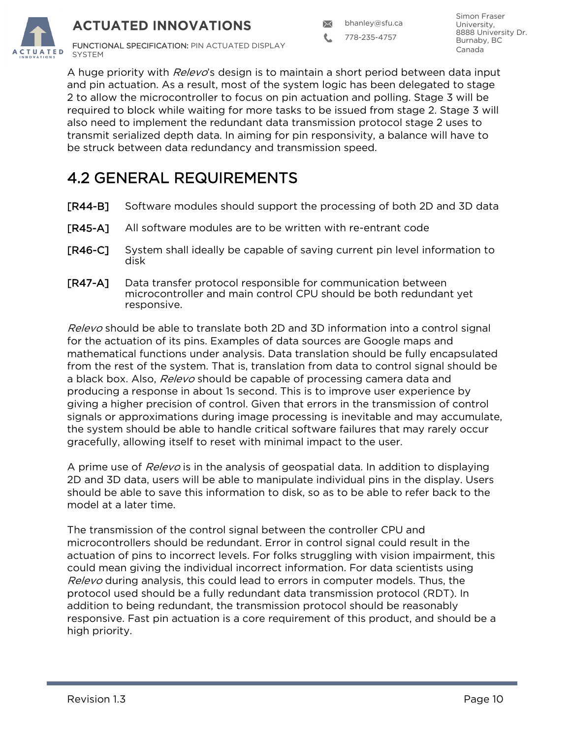A huge priority with *Relevo*'s design is to maintain a short period between data input and pin actuation. As a result, most of the system logic has been delegated to stage 2 to allow the microcontroller to focus on pin actuation and polling. Stage 3 will be required to block while waiting for more tasks to be issued from stage 2. Stage 3 will also need to implement the redundant data transmission protocol stage 2 uses to transmit serialized depth data. In aiming for pin responsivity, a balance will have to be struck between data redundancy and transmission speed.

## 4.2 GENERAL REQUIREMENTS

**[R44-B]** Software modules should support the processing of both 2D and 3D data

**[R45-A]** All software modules are to be written with re-entrant code

**[R46-C]** System shall ideally be capable of saving current pin level information to disk

**[R47-A]** Data transfer protocol responsible for communication between microcontroller and main control CPU should be both redundant yet responsive.

*Relevo* should be able to translate both 2D and 3D information into a control signal for the actuation of its pins. Examples of data sources are Google maps and mathematical functions under analysis. Data translation should be fully encapsulated from the rest of the system. That is, translation from data to control signal should be a black box. Also, *Relevo* should be capable of processing camera data and producing a response in about 1s second. This is to improve user experience by giving a higher precision of control. Given that errors in the transmission of control signals or approximations during image processing is inevitable and may accumulate, the system should be able to handle critical software failures that may rarely occur gracefully, allowing itself to reset with minimal impact to the user.

A prime use of *Relevo* is in the analysis of geospatial data. In addition to displaying 2D and 3D data, users will be able to manipulate individual pins in the display. Users should be able to save this information to disk, so as to be able to refer back to the model at a later time.

The transmission of the control signal between the controller CPU and microcontrollers should be redundant. Error in control signal could result in the actuation of pins to incorrect levels. For folks struggling with vision impairment, this could mean giving the individual incorrect information. For data scientists using *Relevo* during analysis, this could lead to errors in computer models. Thus, the protocol used should be a fully redundant data transmission protocol (RDT). In addition to being redundant, the transmission protocol should be reasonably responsive. Fast pin actuation is a core requirement of this product, and should be a high priority.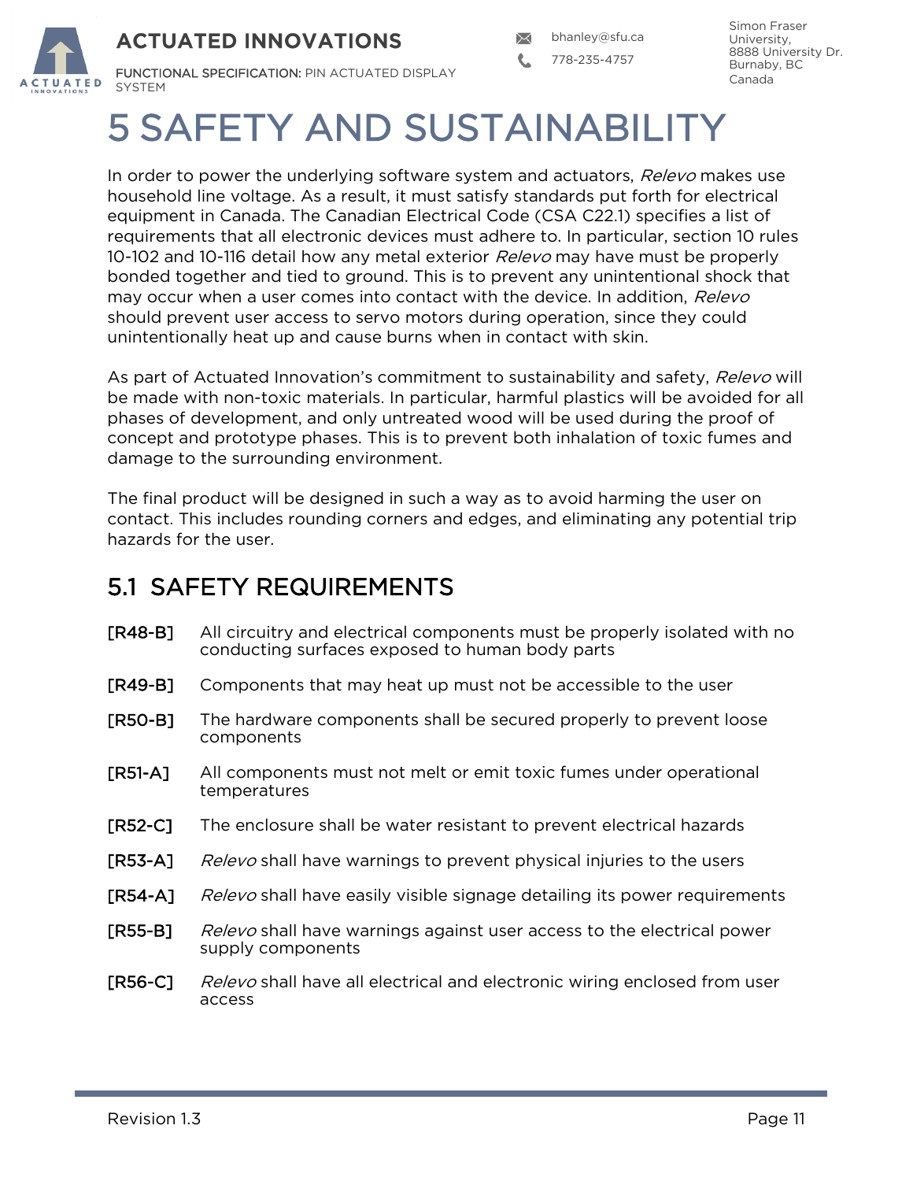# 5 SAFETY AND SUSTAINABILITY

In order to power the underlying software system and actuators, *Relevo* makes use household line voltage. As a result, it must satisfy standards put forth for electrical equipment in Canada. The Canadian Electrical Code (CSA C22.1) specifies a list of requirements that all electronic devices must adhere to. In particular, section 10 rules 10-102 and 10-116 detail how any metal exterior *Relevo* may have must be properly bonded together and tied to ground. This is to prevent any unintentional shock that may occur when a user comes into contact with the device. In addition, *Relevo* should prevent user access to servo motors during operation, since they could unintentionally heat up and cause burns when in contact with skin.

As part of Actuated Innovation's commitment to sustainability and safety, *Relevo* will be made with non-toxic materials. In particular, harmful plastics will be avoided for all phases of development, and only untreated wood will be used during the proof of concept and prototype phases. This is to prevent both inhalation of toxic fumes and damage to the surrounding environment.

The final product will be designed in such a way as to avoid harming the user on contact. This includes rounding corners and edges, and eliminating any potential trip hazards for the user.

## 5.1 SAFETY REQUIREMENTS

[R48-B] All circuitry and electrical components must be properly isolated with no conducting surfaces exposed to human body parts

[R49-B] Components that may heat up must not be accessible to the user

[R50-B] The hardware components shall be secured properly to prevent loose components

[R51-A] All components must not melt or emit toxic fumes under operational temperatures

[R52-C] The enclosure shall be water resistant to prevent electrical hazards

[R53-A] *Relevo* shall have warnings to prevent physical injuries to the users

[R54-A] *Relevo* shall have easily visible signage detailing its power requirements

[R55-B] *Relevo* shall have warnings against user access to the electrical power supply components

[R56-C] *Relevo* shall have all electrical and electronic wiring enclosed from user access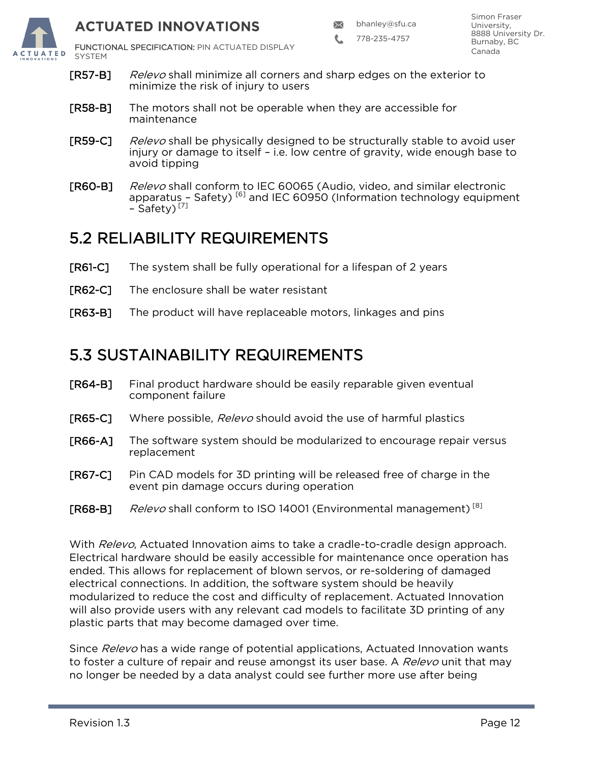**[R57-B]** *Relevo* shall minimize all corners and sharp edges on the exterior to minimize the risk of injury to users

**[R58-B]** The motors shall not be operable when they are accessible for maintenance

**[R59-C]** *Relevo* shall be physically designed to be structurally stable to avoid user injury or damage to itself – i.e. low centre of gravity, wide enough base to avoid tipping

**[R60-B]** *Relevo* shall conform to IEC 60065 (Audio, video, and similar electronic apparatus – Safety) [6] and IEC 60950 (Information technology equipment – Safety) [7]

## 5.2 RELIABILITY REQUIREMENTS

**[R61-C]** The system shall be fully operational for a lifespan of 2 years

**[R62-C]** The enclosure shall be water resistant

**[R63-B]** The product will have replaceable motors, linkages and pins

## 5.3 SUSTAINABILITY REQUIREMENTS

**[R64-B]** Final product hardware should be easily reparable given eventual component failure

**[R65-C]** Where possible, *Relevo* should avoid the use of harmful plastics

**[R66-A]** The software system should be modularized to encourage repair versus replacement

**[R67-C]** Pin CAD models for 3D printing will be released free of charge in the event pin damage occurs during operation

**[R68-B]** *Relevo* shall conform to ISO 14001 (Environmental management) [8]

With *Relevo*, Actuated Innovation aims to take a cradle-to-cradle design approach. Electrical hardware should be easily accessible for maintenance once operation has ended. This allows for replacement of blown servos, or re-soldering of damaged electrical connections. In addition, the software system should be heavily modularized to reduce the cost and difficulty of replacement. Actuated Innovation will also provide users with any relevant cad models to facilitate 3D printing of any plastic parts that may become damaged over time.

Since *Relevo* has a wide range of potential applications, Actuated Innovation wants to foster a culture of repair and reuse amongst its user base. A *Relevo* unit that may no longer be needed by a data analyst could see further more use after being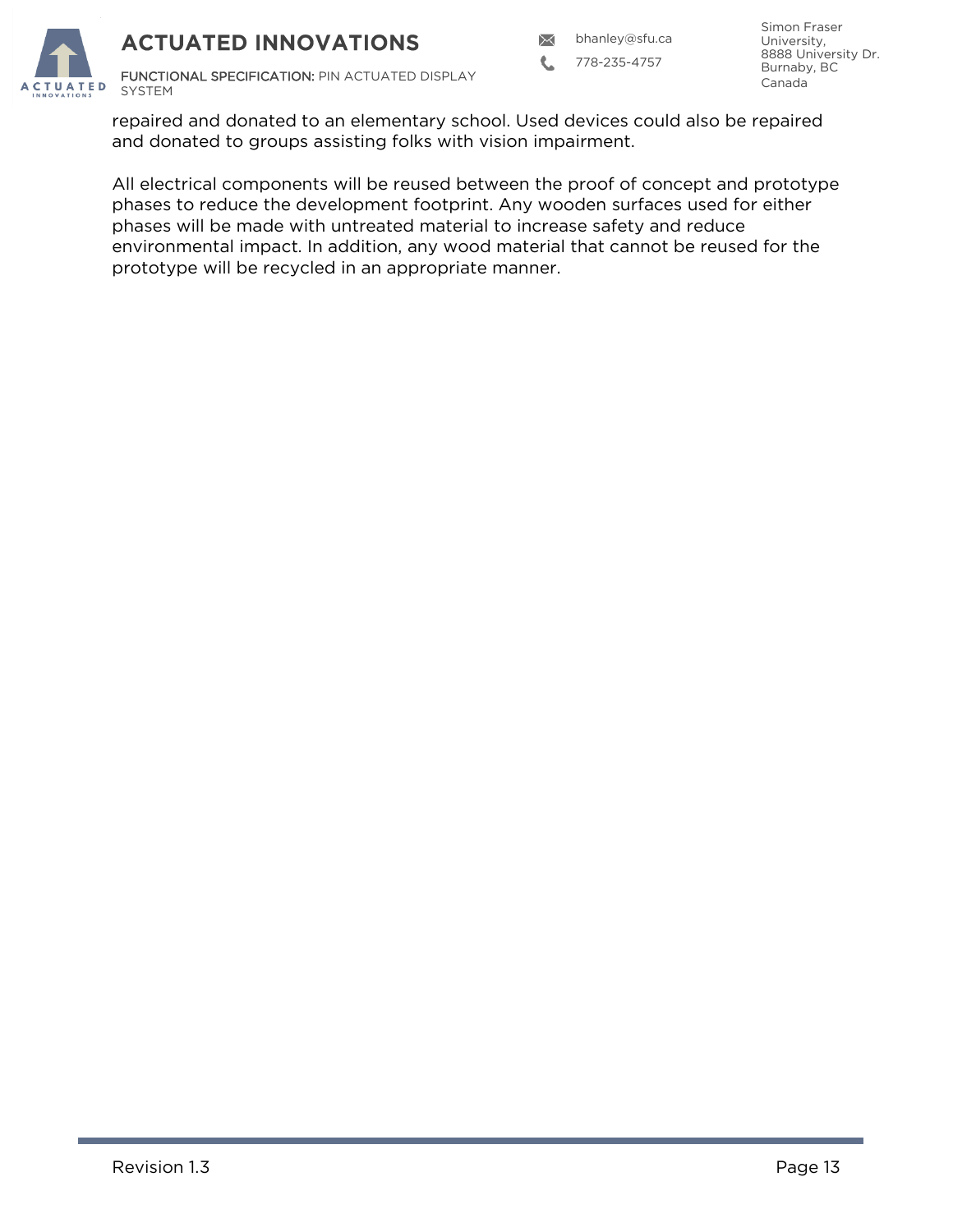repaired and donated to an elementary school. Used devices could also be repaired and donated to groups assisting folks with vision impairment.

All electrical components will be reused between the proof of concept and prototype phases to reduce the development footprint. Any wooden surfaces used for either phases will be made with untreated material to increase safety and reduce environmental impact. In addition, any wood material that cannot be reused for the prototype will be recycled in an appropriate manner.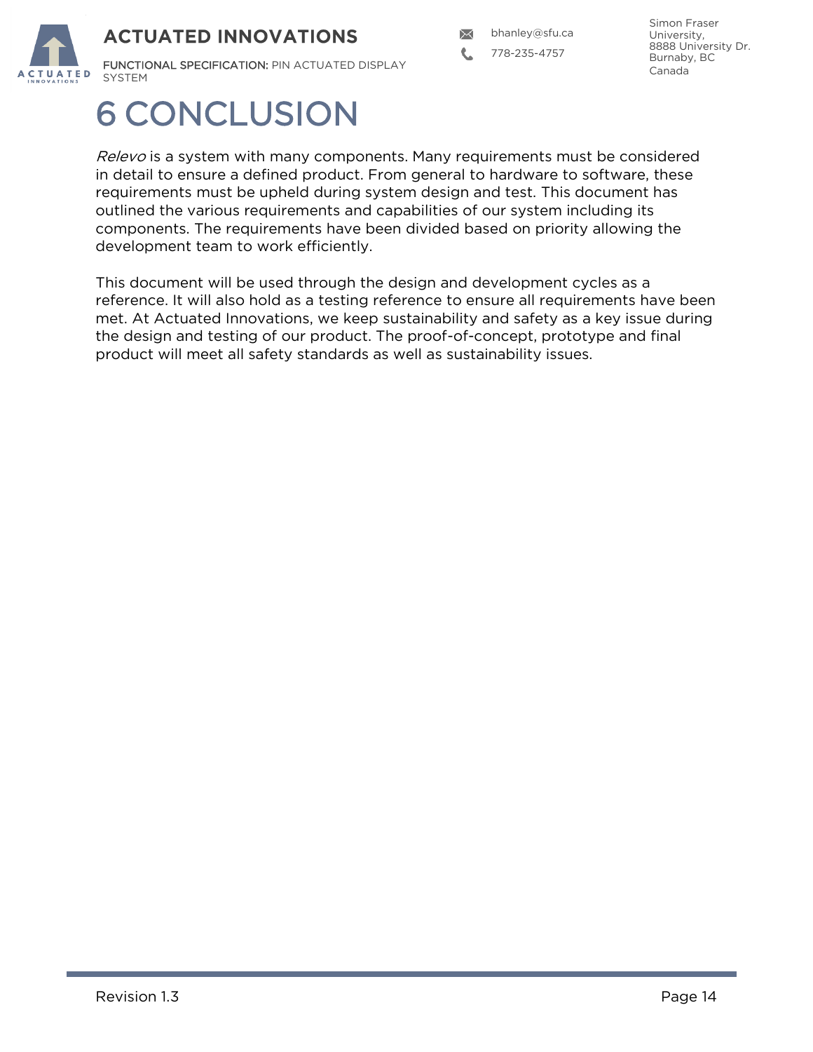# 6 CONCLUSION

*Relevo* is a system with many components. Many requirements must be considered in detail to ensure a defined product. From general to hardware to software, these requirements must be upheld during system design and test. This document has outlined the various requirements and capabilities of our system including its components. The requirements have been divided based on priority allowing the development team to work efficiently.

This document will be used through the design and development cycles as a reference. It will also hold as a testing reference to ensure all requirements have been met. At Actuated Innovations, we keep sustainability and safety as a key issue during the design and testing of our product. The proof-of-concept, prototype and final product will meet all safety standards as well as sustainability issues.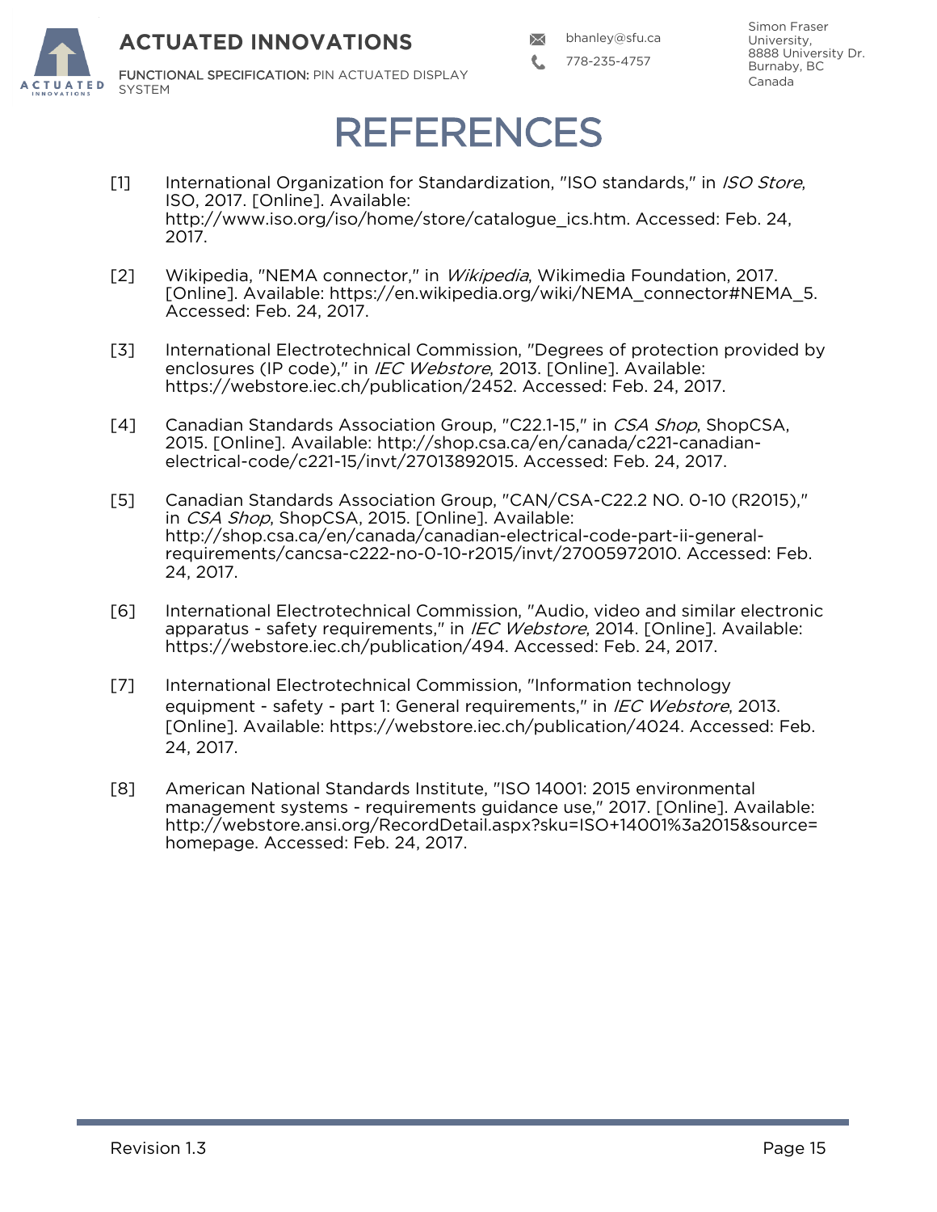# REFERENCES

[1] International Organization for Standardization, "ISO standards," in *ISO Store*, ISO, 2017. [Online]. Available: http://www.iso.org/iso/home/store/catalogue_ics.htm. Accessed: Feb. 24, 2017.

[2] Wikipedia, "NEMA connector," in *Wikipedia*, Wikimedia Foundation, 2017. [Online]. Available: https://en.wikipedia.org/wiki/NEMA_connector#NEMA_5. Accessed: Feb. 24, 2017.

[3] International Electrotechnical Commission, "Degrees of protection provided by enclosures (IP code)," in *IEC Webstore*, 2013. [Online]. Available: https://webstore.iec.ch/publication/2452. Accessed: Feb. 24, 2017.

[4] Canadian Standards Association Group, "C22.1-15," in *CSA Shop*, ShopCSA, 2015. [Online]. Available: http://shop.csa.ca/en/canada/c221-canadian-electrical-code/c221-15/invt/27013892015. Accessed: Feb. 24, 2017.

[5] Canadian Standards Association Group, "CAN/CSA-C22.2 NO. 0-10 (R2015)," in *CSA Shop*, ShopCSA, 2015. [Online]. Available: http://shop.csa.ca/en/canada/canadian-electrical-code-part-ii-general-requirements/cancsa-c222-no-0-10-r2015/invt/27005972010. Accessed: Feb. 24, 2017.

[6] International Electrotechnical Commission, "Audio, video and similar electronic apparatus - safety requirements," in *IEC Webstore*, 2014. [Online]. Available: https://webstore.iec.ch/publication/494. Accessed: Feb. 24, 2017.

[7] International Electrotechnical Commission, "Information technology equipment - safety - part 1: General requirements," in *IEC Webstore*, 2013. [Online]. Available: https://webstore.iec.ch/publication/4024. Accessed: Feb. 24, 2017.

[8] American National Standards Institute, "ISO 14001: 2015 environmental management systems - requirements guidance use," 2017. [Online]. Available: http://webstore.ansi.org/RecordDetail.aspx?sku=ISO+14001%3a2015&source=homepage. Accessed: Feb. 24, 2017.